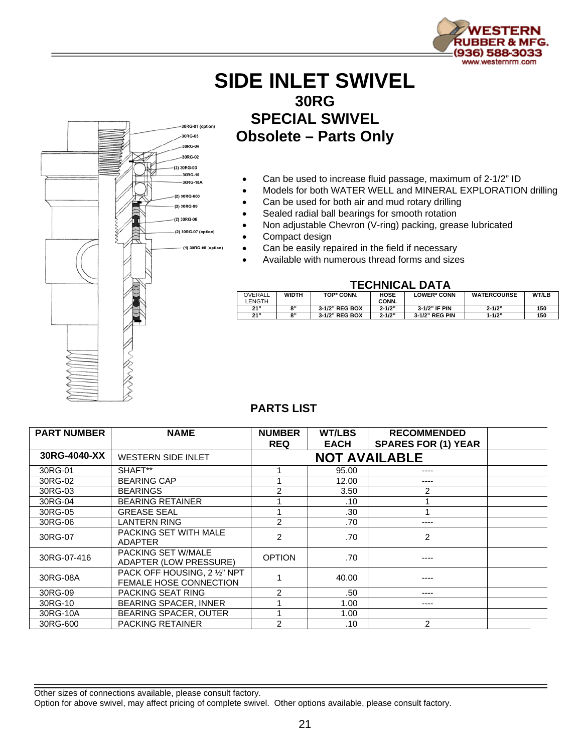# SIDE INLET SWIVEL

## 30RG

## SPECIAL SWIVEL

## Obsolete – Parts Only

- Can be used to increase fluid passage, maximum of 2-1/2" ID
- Models for both WATER WELL and MINERAL EXPLORATION drilling
- Can be used for both air and mud rotary drilling
- Sealed radial ball bearings for smooth rotation
- Non adjustable Chevron (V-ring) packing, grease lubricated
- Compact design
- Can be easily repaired in the field if necessary
- Available with numerous thread forms and sizes

### TECHNICAL DATA

| OVERALL LENGTH | WIDTH | TOP* CONN. | HOSE CONN. | LOWER* CONN | WATERCOURSE | WT/LB |
|---|---|---|---|---|---|---|
| 21" | 8" | 3-1/2" REG BOX | 2-1/2" | 3-1/2" IF PIN | 2-1/2" | 150 |
| 21" | 8" | 3-1/2" REG BOX | 2-1/2" | 3-1/2" REG PIN | 1-1/2" | 150 |

### PARTS LIST

| PART NUMBER | NAME | NUMBER REQ | WT/LBS EACH | RECOMMENDED SPARES FOR (1) YEAR |
|---|---|---|---|---|
| **30RG-4040-XX** | WESTERN SIDE INLET | **NOT AVAILABLE** | | |
| 30RG-01 | SHAFT** | 1 | 95.00 | ---- |
| 30RG-02 | BEARING CAP | 1 | 12.00 | ---- |
| 30RG-03 | BEARINGS | 2 | 3.50 | 2 |
| 30RG-04 | BEARING RETAINER | 1 | .10 | 1 |
| 30RG-05 | GREASE SEAL | 1 | .30 | 1 |
| 30RG-06 | LANTERN RING | 2 | .70 | ---- |
| 30RG-07 | PACKING SET WITH MALE ADAPTER | 2 | .70 | 2 |
| 30RG-07-416 | PACKING SET W/MALE ADAPTER (LOW PRESSURE) | OPTION | .70 | ---- |
| 30RG-08A | PACK OFF HOUSING, 2 ½" NPT FEMALE HOSE CONNECTION | 1 | 40.00 | ---- |
| 30RG-09 | PACKING SEAT RING | 2 | .50 | ---- |
| 30RG-10 | BEARING SPACER, INNER | 1 | 1.00 | ---- |
| 30RG-10A | BEARING SPACER, OUTER | 1 | 1.00 | |
| 30RG-600 | PACKING RETAINER | 2 | .10 | 2 |

Other sizes of connections available, please consult factory.

Option for above swivel, may affect pricing of complete swivel. Other options available, please consult factory.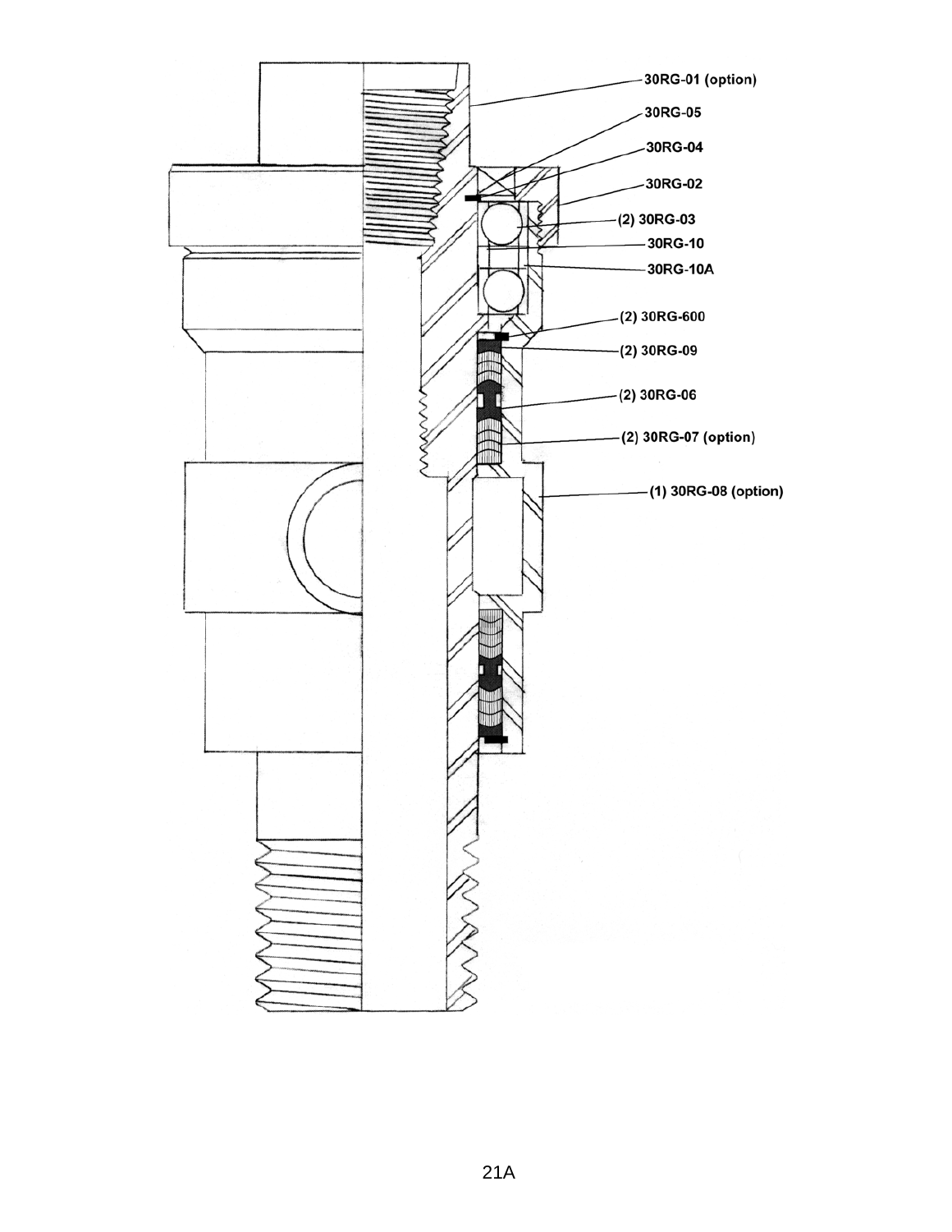30RG-01 (option)

30RG-05

30RG-04

30RG-02

(2) 30RG-03

30RG-10

30RG-10A

(2) 30RG-600

(2) 30RG-09

(2) 30RG-06

(2) 30RG-07 (option)

(1) 30RG-08 (option)